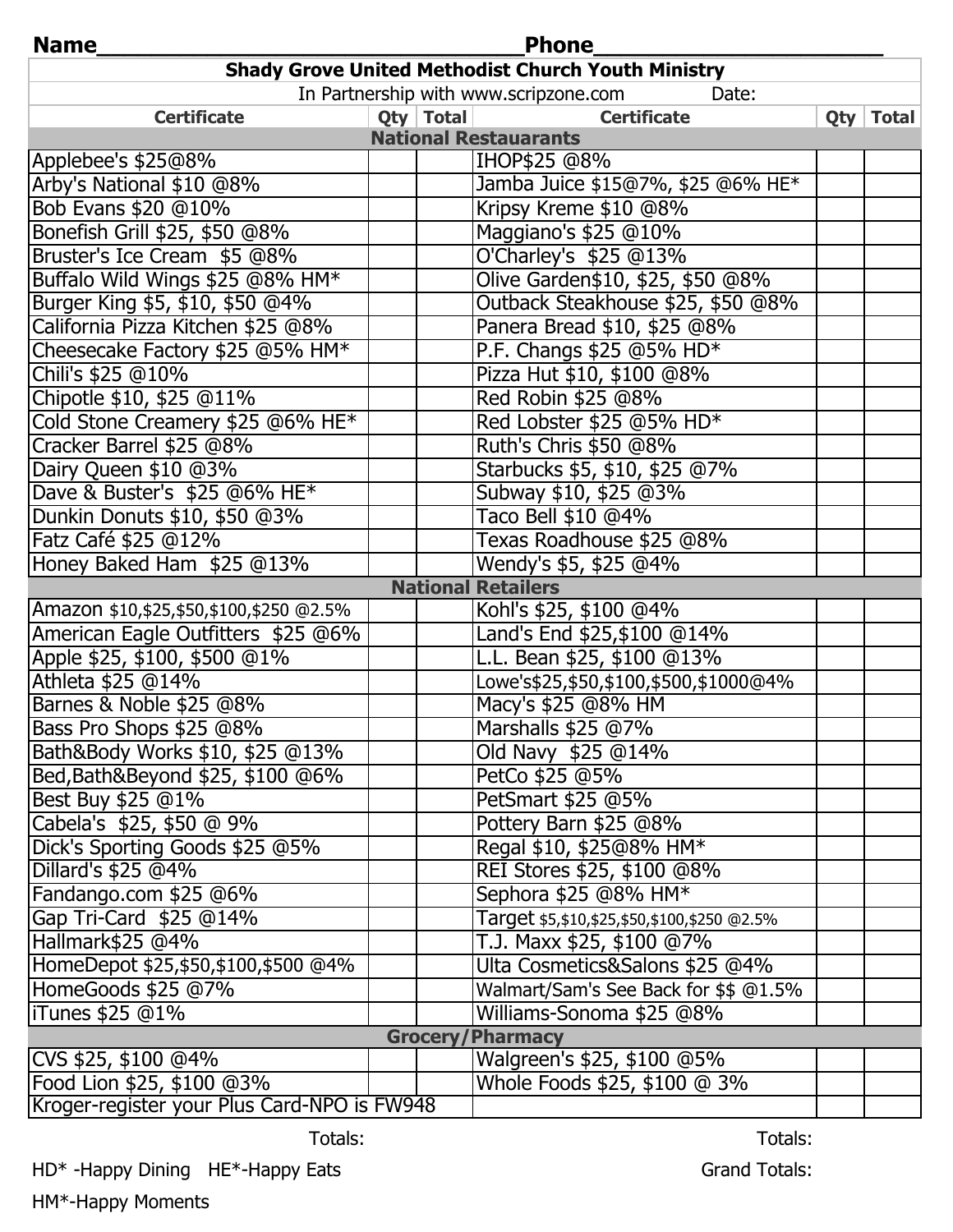Name_______________________________Phone_____________________

| Shady Grove United Methodist Church Youth Ministry | | | | | |
|---|---|---|---|---|---|
| In Partnership with www.scripzone.com Date: | | | | | |
| **Certificate** | **Qty** | **Total** | **Certificate** | **Qty** | **Total** |
| **National Restauraants** | | | | | |
| Applebee's $25@8% | | | IHOP$25 @8% | | |
| Arby's National $10 @8% | | | Jamba Juice $15@7%, $25 @6% HE* | | |
| Bob Evans $20 @10% | | | Kripsy Kreme $10 @8% | | |
| Bonefish Grill $25, $50 @8% | | | Maggiano's $25 @10% | | |
| Bruster's Ice Cream $5 @8% | | | O'Charley's $25 @13% | | |
| Buffalo Wild Wings $25 @8% HM* | | | Olive Garden$10, $25, $50 @8% | | |
| Burger King $5, $10, $50 @4% | | | Outback Steakhouse $25, $50 @8% | | |
| California Pizza Kitchen $25 @8% | | | Panera Bread $10, $25 @8% | | |
| Cheesecake Factory $25 @5% HM* | | | P.F. Changs $25 @5% HD* | | |
| Chili's $25 @10% | | | Pizza Hut $10, $100 @8% | | |
| Chipotle $10, $25 @11% | | | Red Robin $25 @8% | | |
| Cold Stone Creamery $25 @6% HE* | | | Red Lobster $25 @5% HD* | | |
| Cracker Barrel $25 @8% | | | Ruth's Chris $50 @8% | | |
| Dairy Queen $10 @3% | | | Starbucks $5, $10, $25 @7% | | |
| Dave & Buster's $25 @6% HE* | | | Subway $10, $25 @3% | | |
| Dunkin Donuts $10, $50 @3% | | | Taco Bell $10 @4% | | |
| Fatz Café $25 @12% | | | Texas Roadhouse $25 @8% | | |
| Honey Baked Ham $25 @13% | | | Wendy's $5, $25 @4% | | |
| **National Retailers** | | | | | |
| Amazon $10,$25,$50,$100,$250 @2.5% | | | Kohl's $25, $100 @4% | | |
| American Eagle Outfitters $25 @6% | | | Land's End $25,$100 @14% | | |
| Apple $25, $100, $500 @1% | | | L.L. Bean $25, $100 @13% | | |
| Athleta $25 @14% | | | Lowe's$25,$50,$100,$500,$1000@4% | | |
| Barnes & Noble $25 @8% | | | Macy's $25 @8% HM | | |
| Bass Pro Shops $25 @8% | | | Marshalls $25 @7% | | |
| Bath&Body Works $10, $25 @13% | | | Old Navy $25 @14% | | |
| Bed,Bath&Beyond $25, $100 @6% | | | PetCo $25 @5% | | |
| Best Buy $25 @1% | | | PetSmart $25 @5% | | |
| Cabela's $25, $50 @ 9% | | | Pottery Barn $25 @8% | | |
| Dick's Sporting Goods $25 @5% | | | Regal $10, $25@8% HM* | | |
| Dillard's $25 @4% | | | REI Stores $25, $100 @8% | | |
| Fandango.com $25 @6% | | | Sephora $25 @8% HM* | | |
| Gap Tri-Card $25 @14% | | | Target $5,$10,$25,$50,$100,$250 @2.5% | | |
| Hallmark$25 @4% | | | T.J. Maxx $25, $100 @7% | | |
| HomeDepot $25,$50,$100,$500 @4% | | | Ulta Cosmetics&Salons $25 @4% | | |
| HomeGoods $25 @7% | | | Walmart/Sam's See Back for $$ @1.5% | | |
| iTunes $25 @1% | | | Williams-Sonoma $25 @8% | | |
| **Grocery/Pharmacy** | | | | | |
| CVS $25, $100 @4% | | | Walgreen's $25, $100 @5% | | |
| Food Lion $25, $100 @3% | | | Whole Foods $25, $100 @ 3% | | |
| Kroger-register your Plus Card-NPO is FW948 | | | | | |
| Totals: | | | Totals: | | |
| | | | Grand Totals: | | |

HD* -Happy Dining HE*-Happy Eats

HM*-Happy Moments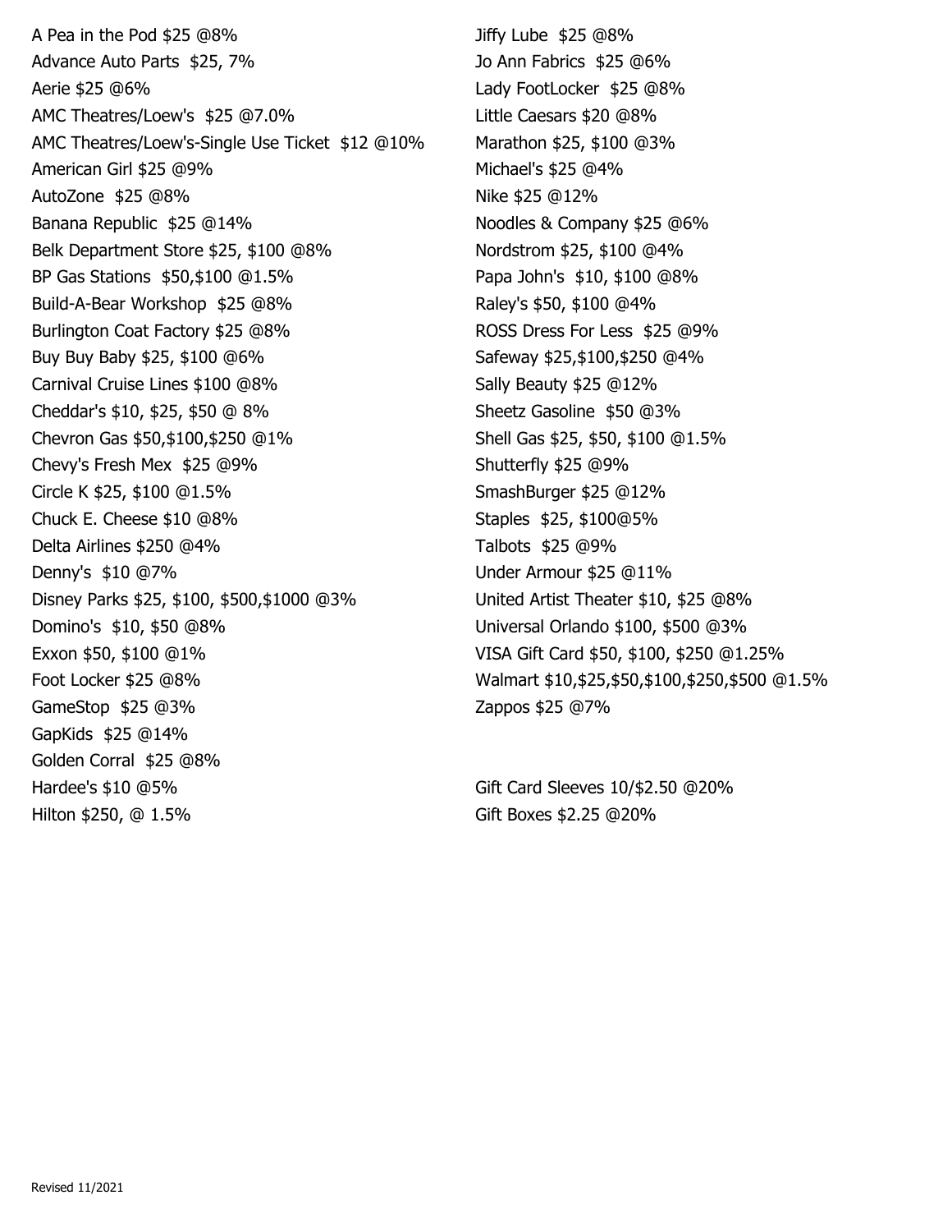A Pea in the Pod $25 @8%
Advance Auto Parts  $25, 7%
Aerie $25 @6%
AMC Theatres/Loew's  $25 @7.0%
AMC Theatres/Loew's-Single Use Ticket  $12 @10%
American Girl $25 @9%
AutoZone  $25 @8%
Banana Republic  $25 @14%
Belk Department Store $25, $100 @8%
BP Gas Stations  $50,$100 @1.5%
Build-A-Bear Workshop  $25 @8%
Burlington Coat Factory $25 @8%
Buy Buy Baby $25, $100 @6%
Carnival Cruise Lines $100 @8%
Cheddar's $10, $25, $50 @ 8%
Chevron Gas $50,$100,$250 @1%
Chevy's Fresh Mex  $25 @9%
Circle K $25, $100 @1.5%
Chuck E. Cheese $10 @8%
Delta Airlines $250 @4%
Denny's  $10 @7%
Disney Parks $25, $100, $500,$1000 @3%
Domino's  $10, $50 @8%
Exxon $50, $100 @1%
Foot Locker $25 @8%
GameStop  $25 @3%
GapKids  $25 @14%
Golden Corral  $25 @8%
Hardee's $10 @5%
Hilton $250, @ 1.5%

Jiffy Lube  $25 @8%
Jo Ann Fabrics  $25 @6%
Lady FootLocker  $25 @8%
Little Caesars $20 @8%
Marathon $25, $100 @3%
Michael's $25 @4%
Nike $25 @12%
Noodles & Company $25 @6%
Nordstrom $25, $100 @4%
Papa John's  $10, $100 @8%
Raley's $50, $100 @4%
ROSS Dress For Less  $25 @9%
Safeway $25,$100,$250 @4%
Sally Beauty $25 @12%
Sheetz Gasoline  $50 @3%
Shell Gas $25, $50, $100 @1.5%
Shutterfly $25 @9%
SmashBurger $25 @12%
Staples  $25, $100@5%
Talbots  $25 @9%
Under Armour $25 @11%
United Artist Theater $10, $25 @8%
Universal Orlando $100, $500 @3%
VISA Gift Card $50, $100, $250 @1.25%
Walmart $10,$25,$50,$100,$250,$500 @1.5%
Zappos $25 @7%

Gift Card Sleeves 10/$2.50 @20%
Gift Boxes $2.25 @20%

Revised 11/2021